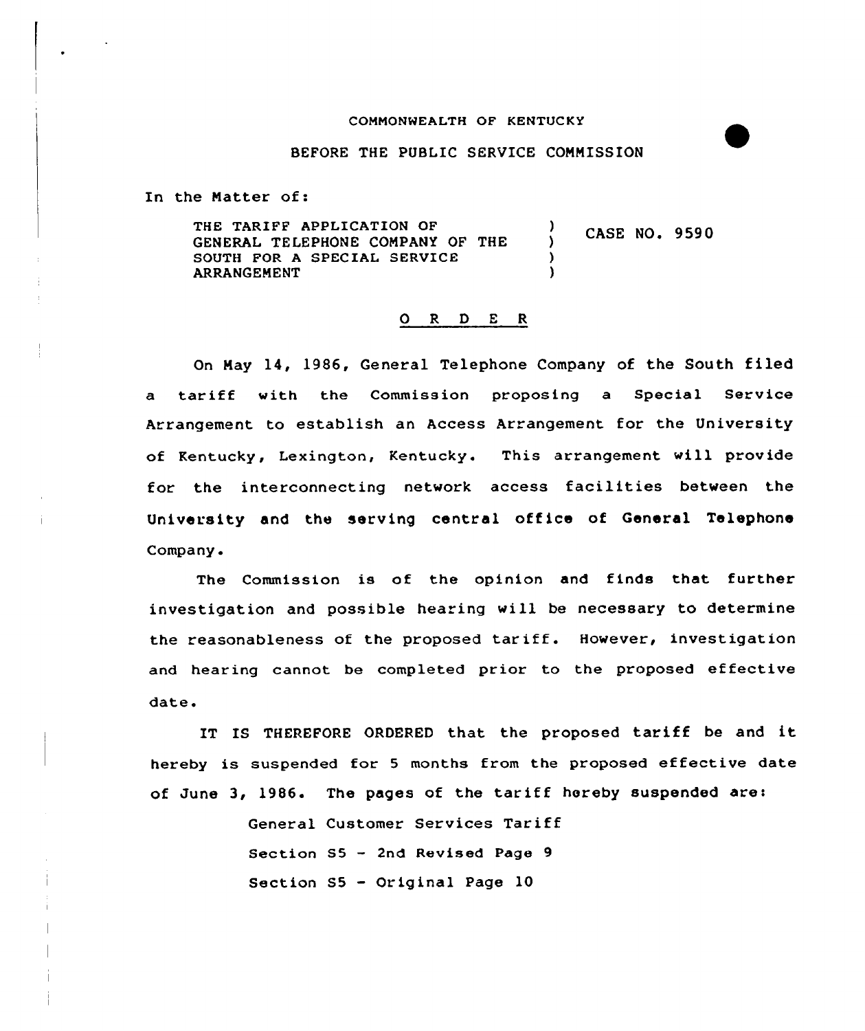COMMONWEALTH OF KENTUCKY

BEFORE THE PUBLIC SERVICE COMMISSION

In the Matter of:

| | | |
|---|---|---|
| THE TARIFF APPLICATION OF GENERAL TELEPHONE COMPANY OF THE SOUTH FOR A SPECIAL SERVICE ARRANGEMENT | ) ) ) ) | CASE NO. 9590 |

## O R D E R

On May 14, 1986, General Telephone Company of the South filed a tariff with the Commission proposing a Special Service Arrangement to establish an Access Arrangement for the University of Kentucky, Lexington, Kentucky. This arrangement will provide for the interconnecting network access facilities between the University and the serving central office of General Telephone Company.

The Commission is of the opinion and finds that further investigation and possible hearing will be necessary to determine the reasonableness of the proposed tariff. However, investigation and hearing cannot be completed prior to the proposed effective date.

IT IS THEREFORE ORDERED that the proposed tariff be and it hereby is suspended for 5 months from the proposed effective date of June 3, 1986. The pages of the tariff hereby suspended are:

General Customer Services Tariff
Section S5 - 2nd Revised Page 9
Section S5 - Original Page 10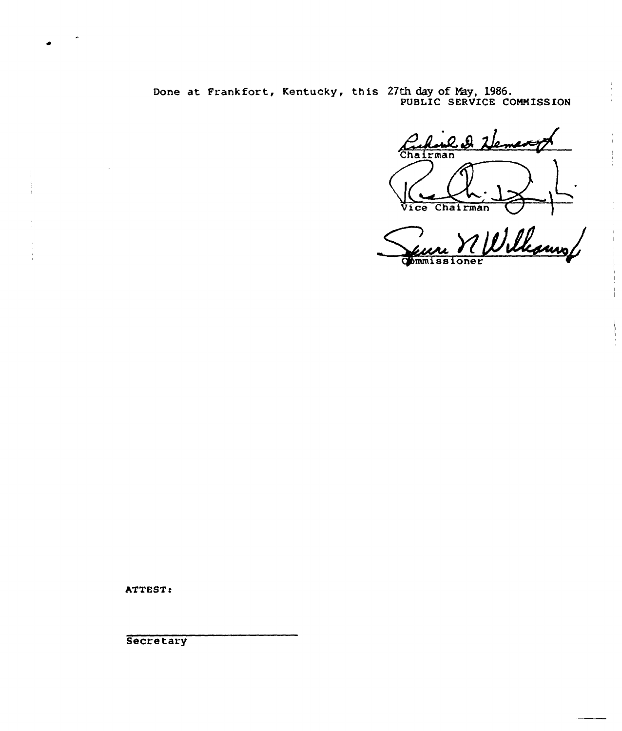Done at Frankfort, Kentucky, this 27th day of May, 1986.

PUBLIC SERVICE COMMISSION

Chairman

Vice Chairman

Commissioner

ATTEST:

Secretary